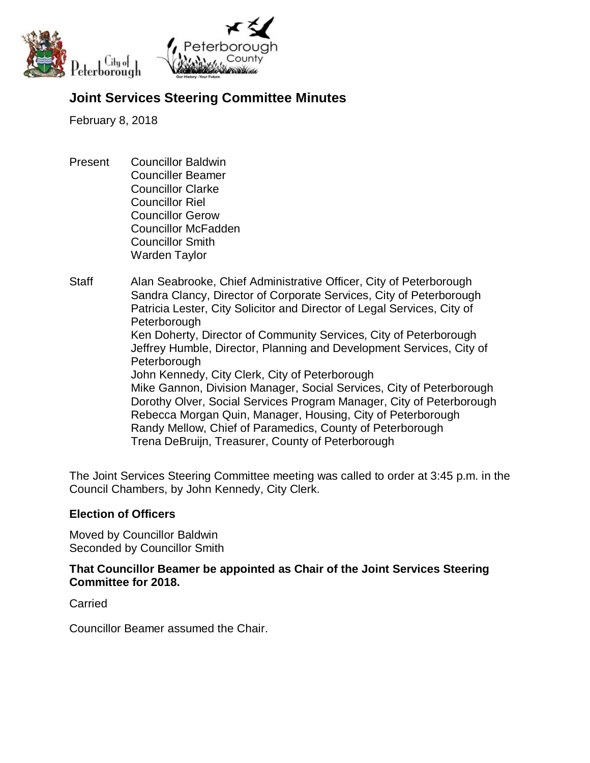# Joint Services Steering Committee Minutes

February 8, 2018

Present
- Councillor Baldwin
- Counciller Beamer
- Councillor Clarke
- Councillor Riel
- Councillor Gerow
- Councillor McFadden
- Councillor Smith
- Warden Taylor

Staff
- Alan Seabrooke, Chief Administrative Officer, City of Peterborough
- Sandra Clancy, Director of Corporate Services, City of Peterborough
- Patricia Lester, City Solicitor and Director of Legal Services, City of Peterborough
- Ken Doherty, Director of Community Services, City of Peterborough
- Jeffrey Humble, Director, Planning and Development Services, City of Peterborough
- John Kennedy, City Clerk, City of Peterborough
- Mike Gannon, Division Manager, Social Services, City of Peterborough
- Dorothy Olver, Social Services Program Manager, City of Peterborough
- Rebecca Morgan Quin, Manager, Housing, City of Peterborough
- Randy Mellow, Chief of Paramedics, County of Peterborough
- Trena DeBruijn, Treasurer, County of Peterborough

The Joint Services Steering Committee meeting was called to order at 3:45 p.m. in the Council Chambers, by John Kennedy, City Clerk.

### Election of Officers

Moved by Councillor Baldwin
Seconded by Councillor Smith

**That Councillor Beamer be appointed as Chair of the Joint Services Steering Committee for 2018.**

Carried

Councillor Beamer assumed the Chair.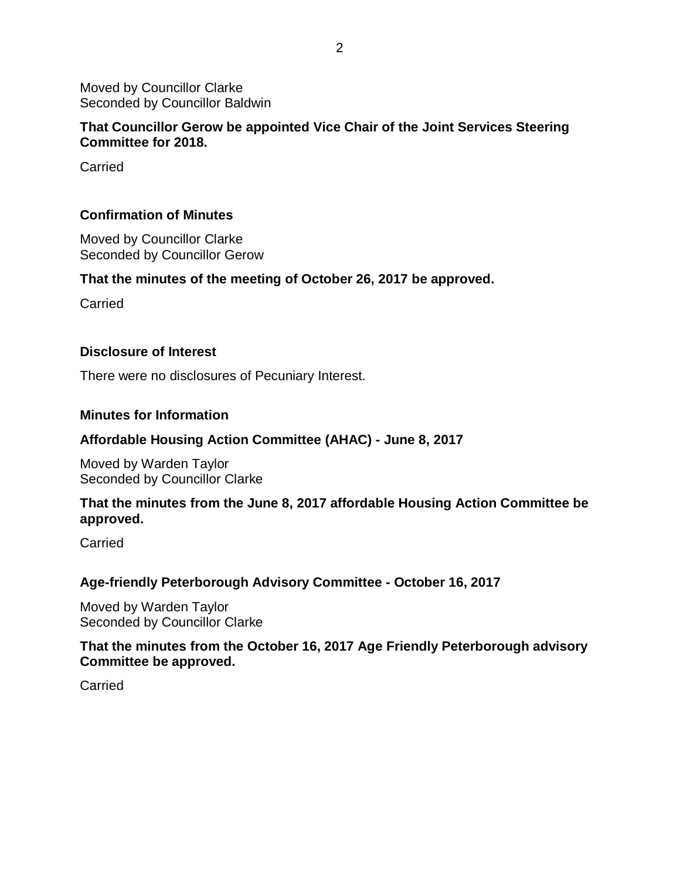Moved by Councillor Clarke
Seconded by Councillor Baldwin

**That Councillor Gerow be appointed Vice Chair of the Joint Services Steering Committee for 2018.**

Carried

## Confirmation of Minutes

Moved by Councillor Clarke
Seconded by Councillor Gerow

**That the minutes of the meeting of October 26, 2017 be approved.**

Carried

## Disclosure of Interest

There were no disclosures of Pecuniary Interest.

## Minutes for Information

### Affordable Housing Action Committee (AHAC) - June 8, 2017

Moved by Warden Taylor
Seconded by Councillor Clarke

**That the minutes from the June 8, 2017 affordable Housing Action Committee be approved.**

Carried

### Age-friendly Peterborough Advisory Committee - October 16, 2017

Moved by Warden Taylor
Seconded by Councillor Clarke

**That the minutes from the October 16, 2017 Age Friendly Peterborough advisory Committee be approved.**

Carried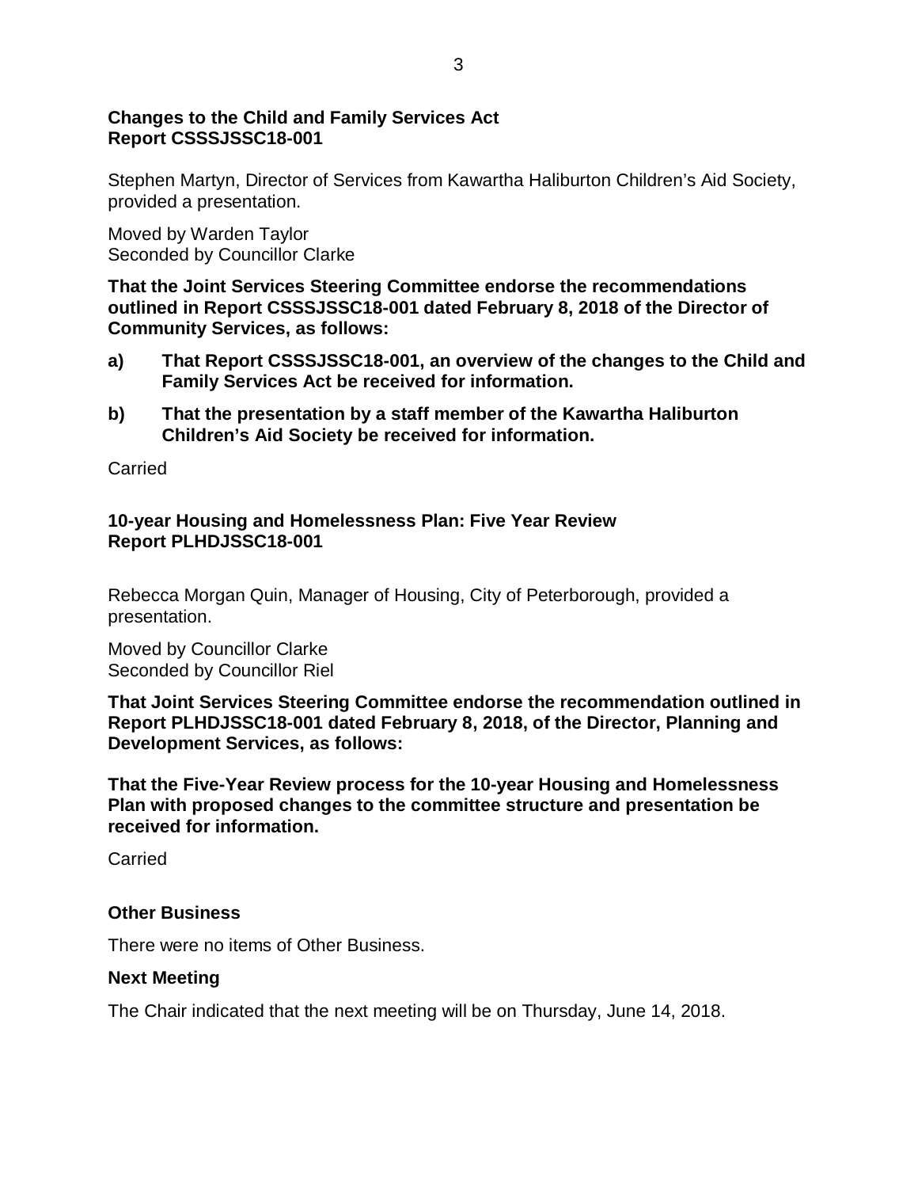**Changes to the Child and Family Services Act**
**Report CSSSJSSC18-001**

Stephen Martyn, Director of Services from Kawartha Haliburton Children's Aid Society, provided a presentation.

Moved by Warden Taylor
Seconded by Councillor Clarke

**That the Joint Services Steering Committee endorse the recommendations outlined in Report CSSSJSSC18-001 dated February 8, 2018 of the Director of Community Services, as follows:**

**a) That Report CSSSJSSC18-001, an overview of the changes to the Child and Family Services Act be received for information.**

**b) That the presentation by a staff member of the Kawartha Haliburton Children's Aid Society be received for information.**

Carried

**10-year Housing and Homelessness Plan: Five Year Review**
**Report PLHDJSSC18-001**

Rebecca Morgan Quin, Manager of Housing, City of Peterborough, provided a presentation.

Moved by Councillor Clarke
Seconded by Councillor Riel

**That Joint Services Steering Committee endorse the recommendation outlined in Report PLHDJSSC18-001 dated February 8, 2018, of the Director, Planning and Development Services, as follows:**

**That the Five-Year Review process for the 10-year Housing and Homelessness Plan with proposed changes to the committee structure and presentation be received for information.**

Carried

**Other Business**

There were no items of Other Business.

**Next Meeting**

The Chair indicated that the next meeting will be on Thursday, June 14, 2018.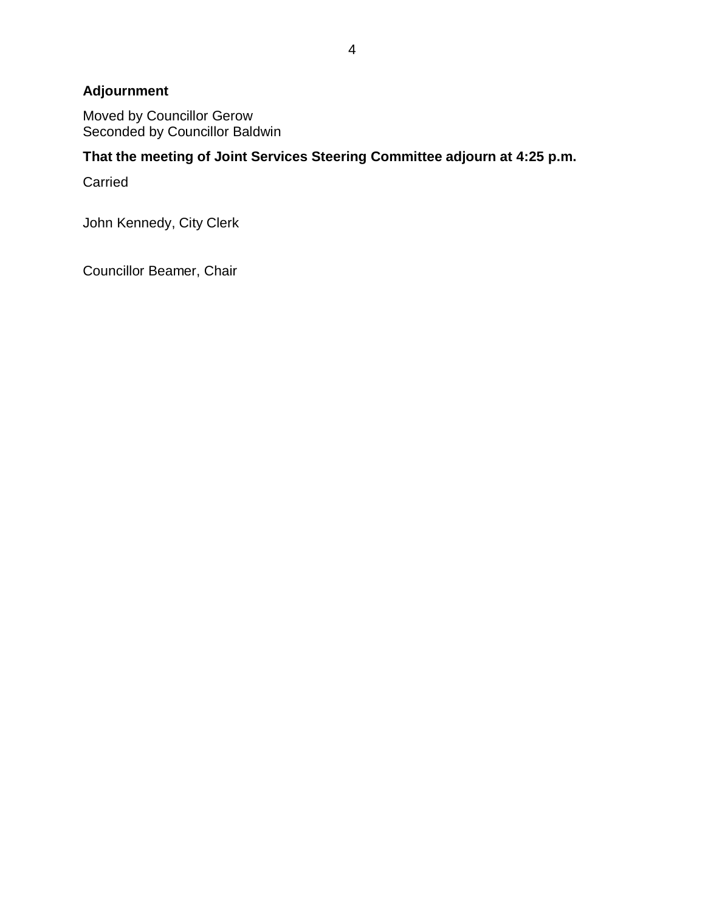### Adjournment

Moved by Councillor Gerow
Seconded by Councillor Baldwin

**That the meeting of Joint Services Steering Committee adjourn at 4:25 p.m.**

Carried

John Kennedy, City Clerk

Councillor Beamer, Chair